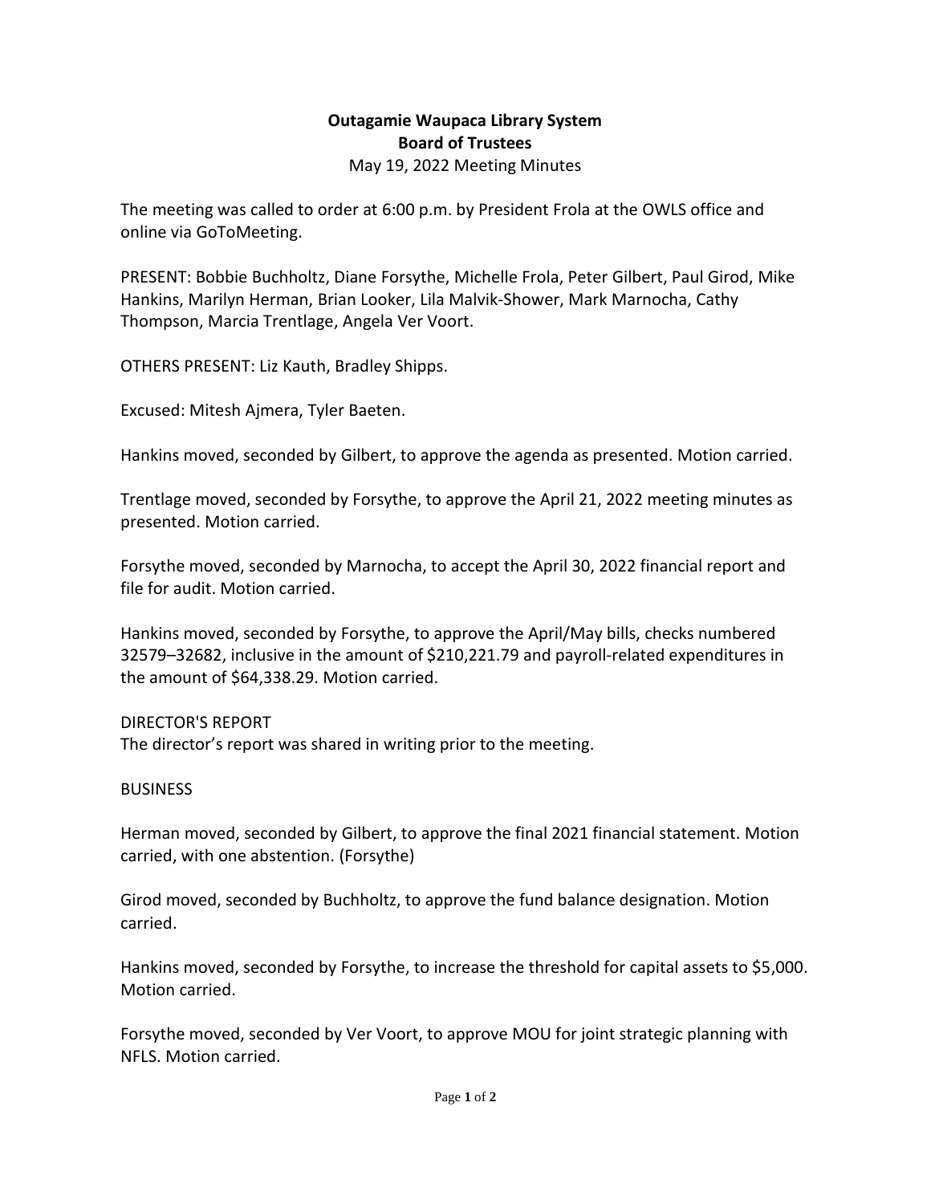**Outagamie Waupaca Library System**
**Board of Trustees**
May 19, 2022 Meeting Minutes

The meeting was called to order at 6:00 p.m. by President Frola at the OWLS office and online via GoToMeeting.

PRESENT: Bobbie Buchholtz, Diane Forsythe, Michelle Frola, Peter Gilbert, Paul Girod, Mike Hankins, Marilyn Herman, Brian Looker, Lila Malvik-Shower, Mark Marnocha, Cathy Thompson, Marcia Trentlage, Angela Ver Voort.

OTHERS PRESENT: Liz Kauth, Bradley Shipps.

Excused: Mitesh Ajmera, Tyler Baeten.

Hankins moved, seconded by Gilbert, to approve the agenda as presented. Motion carried.

Trentlage moved, seconded by Forsythe, to approve the April 21, 2022 meeting minutes as presented. Motion carried.

Forsythe moved, seconded by Marnocha, to accept the April 30, 2022 financial report and file for audit. Motion carried.

Hankins moved, seconded by Forsythe, to approve the April/May bills, checks numbered 32579–32682, inclusive in the amount of $210,221.79 and payroll-related expenditures in the amount of $64,338.29. Motion carried.

DIRECTOR'S REPORT
The director's report was shared in writing prior to the meeting.

BUSINESS

Herman moved, seconded by Gilbert, to approve the final 2021 financial statement. Motion carried, with one abstention. (Forsythe)

Girod moved, seconded by Buchholtz, to approve the fund balance designation. Motion carried.

Hankins moved, seconded by Forsythe, to increase the threshold for capital assets to $5,000. Motion carried.

Forsythe moved, seconded by Ver Voort, to approve MOU for joint strategic planning with NFLS. Motion carried.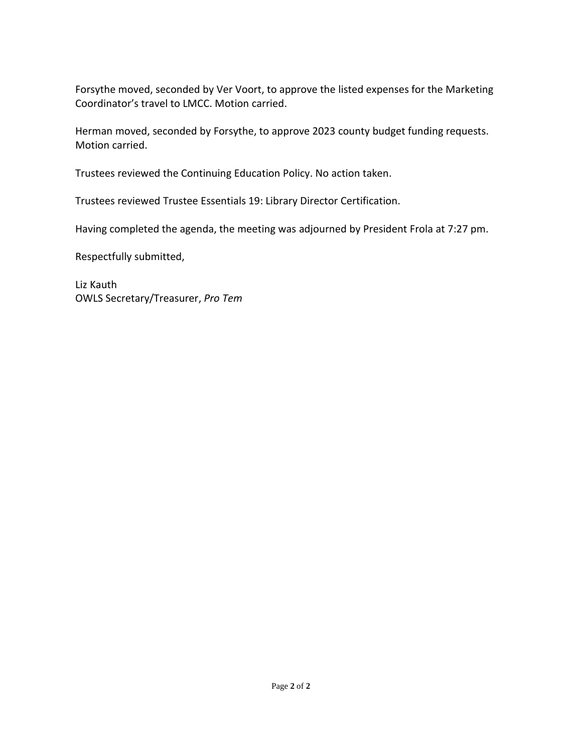Forsythe moved, seconded by Ver Voort, to approve the listed expenses for the Marketing Coordinator's travel to LMCC. Motion carried.

Herman moved, seconded by Forsythe, to approve 2023 county budget funding requests. Motion carried.

Trustees reviewed the Continuing Education Policy. No action taken.

Trustees reviewed Trustee Essentials 19: Library Director Certification.

Having completed the agenda, the meeting was adjourned by President Frola at 7:27 pm.

Respectfully submitted,

Liz Kauth
OWLS Secretary/Treasurer, *Pro Tem*